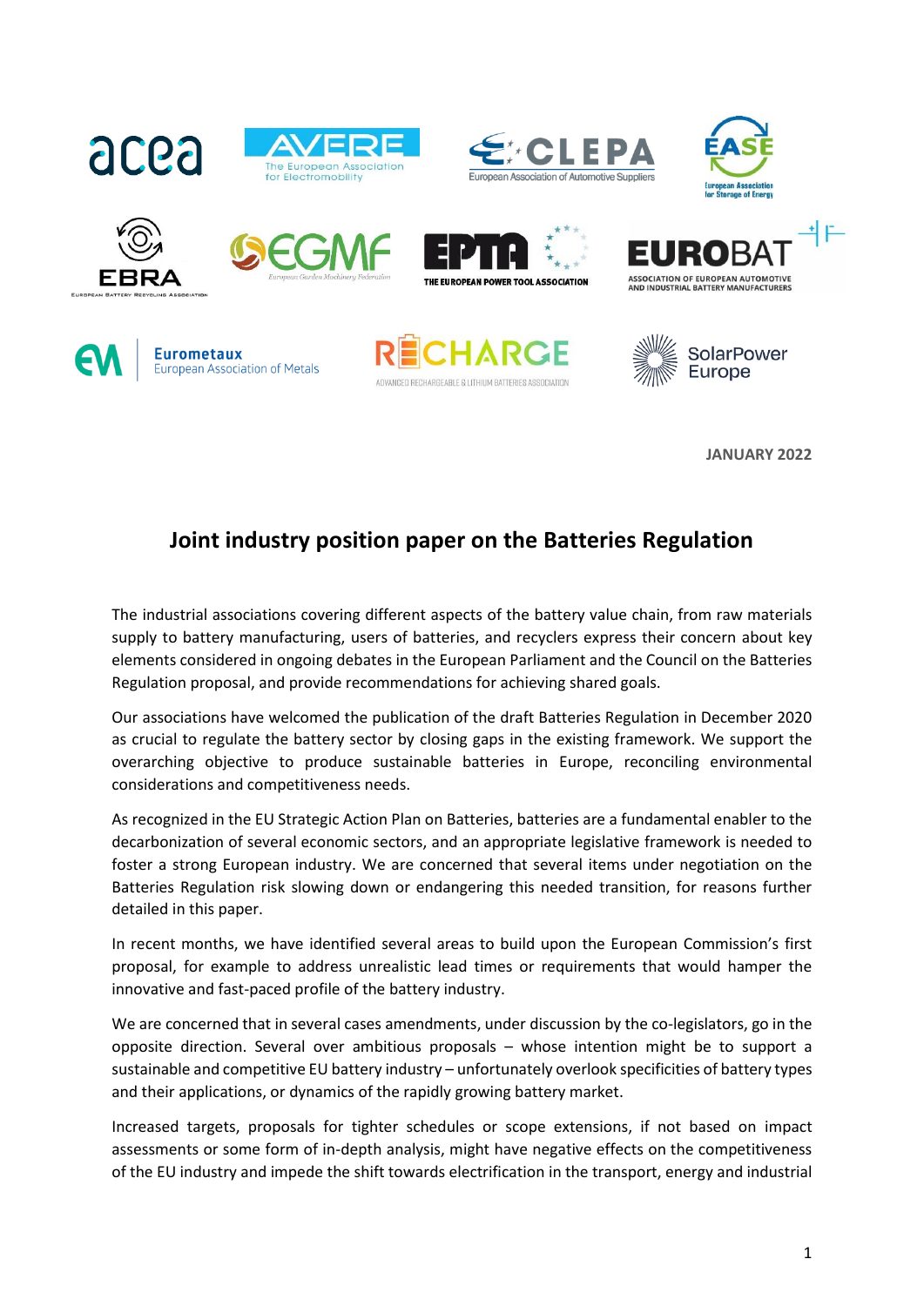JANUARY 2022

# Joint industry position paper on the Batteries Regulation

The industrial associations covering different aspects of the battery value chain, from raw materials supply to battery manufacturing, users of batteries, and recyclers express their concern about key elements considered in ongoing debates in the European Parliament and the Council on the Batteries Regulation proposal, and provide recommendations for achieving shared goals.

Our associations have welcomed the publication of the draft Batteries Regulation in December 2020 as crucial to regulate the battery sector by closing gaps in the existing framework. We support the overarching objective to produce sustainable batteries in Europe, reconciling environmental considerations and competitiveness needs.

As recognized in the EU Strategic Action Plan on Batteries, batteries are a fundamental enabler to the decarbonization of several economic sectors, and an appropriate legislative framework is needed to foster a strong European industry. We are concerned that several items under negotiation on the Batteries Regulation risk slowing down or endangering this needed transition, for reasons further detailed in this paper.

In recent months, we have identified several areas to build upon the European Commission's first proposal, for example to address unrealistic lead times or requirements that would hamper the innovative and fast-paced profile of the battery industry.

We are concerned that in several cases amendments, under discussion by the co-legislators, go in the opposite direction. Several over ambitious proposals – whose intention might be to support a sustainable and competitive EU battery industry – unfortunately overlook specificities of battery types and their applications, or dynamics of the rapidly growing battery market.

Increased targets, proposals for tighter schedules or scope extensions, if not based on impact assessments or some form of in-depth analysis, might have negative effects on the competitiveness of the EU industry and impede the shift towards electrification in the transport, energy and industrial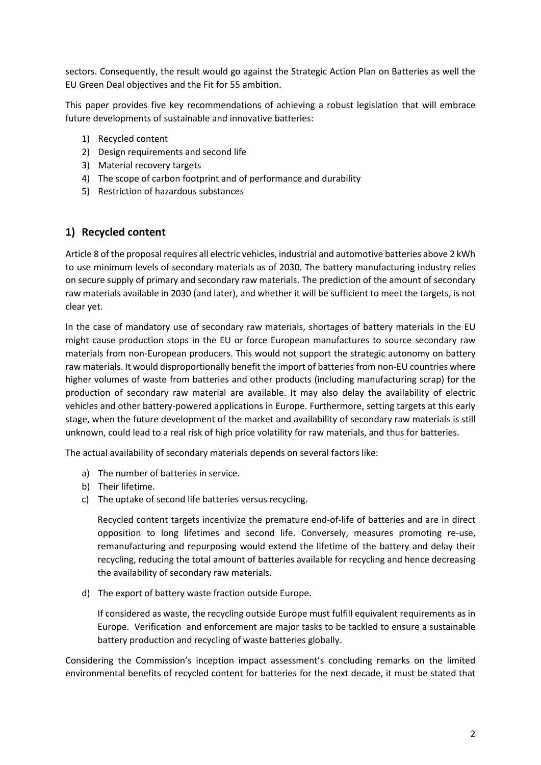sectors. Consequently, the result would go against the Strategic Action Plan on Batteries as well the EU Green Deal objectives and the Fit for 55 ambition.

This paper provides five key recommendations of achieving a robust legislation that will embrace future developments of sustainable and innovative batteries:

1) Recycled content
2) Design requirements and second life
3) Material recovery targets
4) The scope of carbon footprint and of performance and durability
5) Restriction of hazardous substances

## 1) Recycled content

Article 8 of the proposal requires all electric vehicles, industrial and automotive batteries above 2 kWh to use minimum levels of secondary materials as of 2030. The battery manufacturing industry relies on secure supply of primary and secondary raw materials. The prediction of the amount of secondary raw materials available in 2030 (and later), and whether it will be sufficient to meet the targets, is not clear yet.

In the case of mandatory use of secondary raw materials, shortages of battery materials in the EU might cause production stops in the EU or force European manufactures to source secondary raw materials from non-European producers. This would not support the strategic autonomy on battery raw materials. It would disproportionally benefit the import of batteries from non-EU countries where higher volumes of waste from batteries and other products (including manufacturing scrap) for the production of secondary raw material are available. It may also delay the availability of electric vehicles and other battery-powered applications in Europe. Furthermore, setting targets at this early stage, when the future development of the market and availability of secondary raw materials is still unknown, could lead to a real risk of high price volatility for raw materials, and thus for batteries.

The actual availability of secondary materials depends on several factors like:

a) The number of batteries in service.
b) Their lifetime.
c) The uptake of second life batteries versus recycling.

   Recycled content targets incentivize the premature end-of-life of batteries and are in direct opposition to long lifetimes and second life. Conversely, measures promoting re-use, remanufacturing and repurposing would extend the lifetime of the battery and delay their recycling, reducing the total amount of batteries available for recycling and hence decreasing the availability of secondary raw materials.

d) The export of battery waste fraction outside Europe.

   If considered as waste, the recycling outside Europe must fulfill equivalent requirements as in Europe. Verification and enforcement are major tasks to be tackled to ensure a sustainable battery production and recycling of waste batteries globally.

Considering the Commission's inception impact assessment's concluding remarks on the limited environmental benefits of recycled content for batteries for the next decade, it must be stated that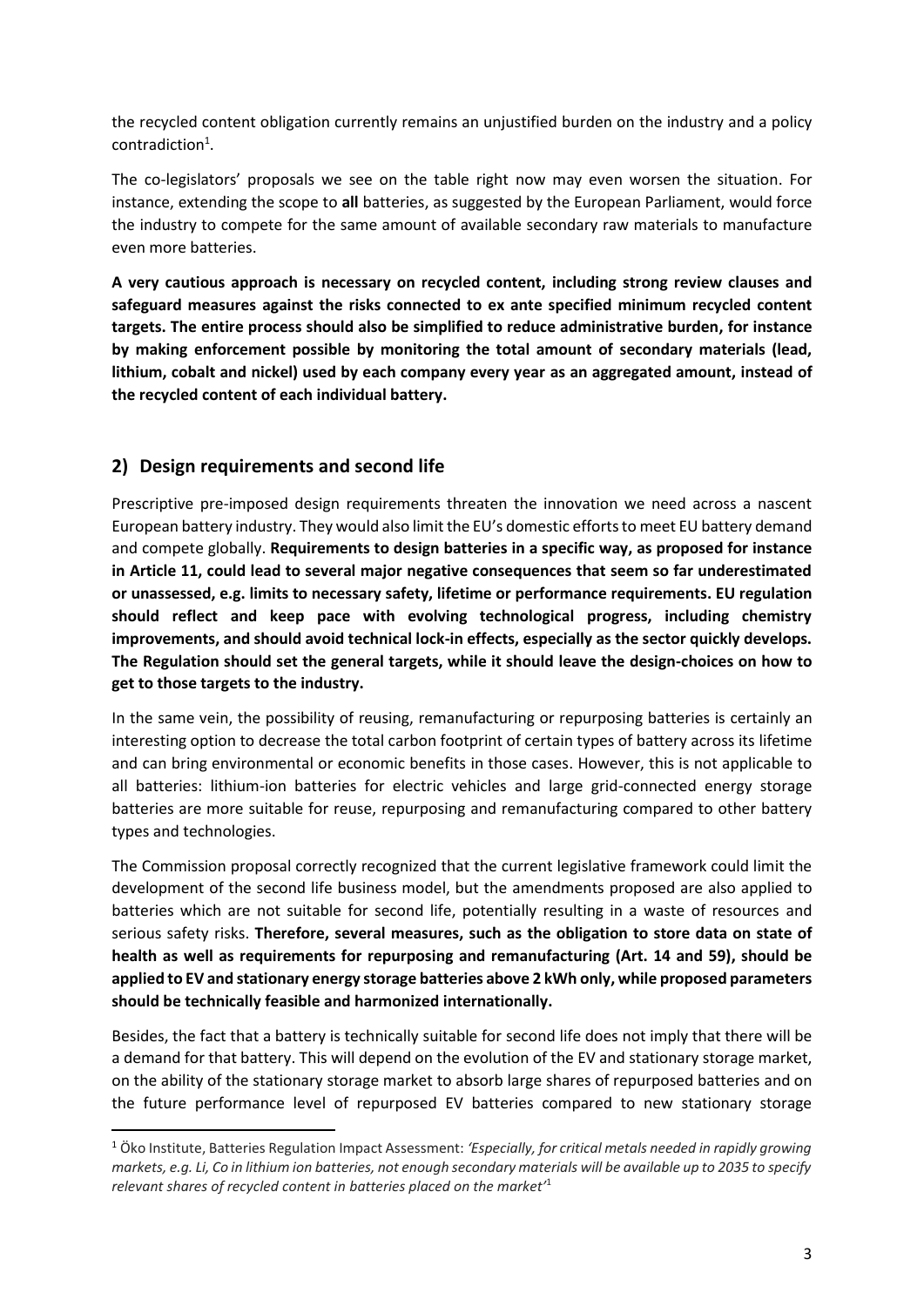the recycled content obligation currently remains an unjustified burden on the industry and a policy contradiction[1].

The co-legislators' proposals we see on the table right now may even worsen the situation. For instance, extending the scope to **all** batteries, as suggested by the European Parliament, would force the industry to compete for the same amount of available secondary raw materials to manufacture even more batteries.

**A very cautious approach is necessary on recycled content, including strong review clauses and safeguard measures against the risks connected to ex ante specified minimum recycled content targets. The entire process should also be simplified to reduce administrative burden, for instance by making enforcement possible by monitoring the total amount of secondary materials (lead, lithium, cobalt and nickel) used by each company every year as an aggregated amount, instead of the recycled content of each individual battery.**

## 2) Design requirements and second life

Prescriptive pre-imposed design requirements threaten the innovation we need across a nascent European battery industry. They would also limit the EU's domestic efforts to meet EU battery demand and compete globally. **Requirements to design batteries in a specific way, as proposed for instance in Article 11, could lead to several major negative consequences that seem so far underestimated or unassessed, e.g. limits to necessary safety, lifetime or performance requirements. EU regulation should reflect and keep pace with evolving technological progress, including chemistry improvements, and should avoid technical lock-in effects, especially as the sector quickly develops. The Regulation should set the general targets, while it should leave the design-choices on how to get to those targets to the industry.**

In the same vein, the possibility of reusing, remanufacturing or repurposing batteries is certainly an interesting option to decrease the total carbon footprint of certain types of battery across its lifetime and can bring environmental or economic benefits in those cases. However, this is not applicable to all batteries: lithium-ion batteries for electric vehicles and large grid-connected energy storage batteries are more suitable for reuse, repurposing and remanufacturing compared to other battery types and technologies.

The Commission proposal correctly recognized that the current legislative framework could limit the development of the second life business model, but the amendments proposed are also applied to batteries which are not suitable for second life, potentially resulting in a waste of resources and serious safety risks. **Therefore, several measures, such as the obligation to store data on state of health as well as requirements for repurposing and remanufacturing (Art. 14 and 59), should be applied to EV and stationary energy storage batteries above 2 kWh only, while proposed parameters should be technically feasible and harmonized internationally.**

Besides, the fact that a battery is technically suitable for second life does not imply that there will be a demand for that battery. This will depend on the evolution of the EV and stationary storage market, on the ability of the stationary storage market to absorb large shares of repurposed batteries and on the future performance level of repurposed EV batteries compared to new stationary storage

[1] Öko Institute, Batteries Regulation Impact Assessment: *'Especially, for critical metals needed in rapidly growing markets, e.g. Li, Co in lithium ion batteries, not enough secondary materials will be available up to 2035 to specify relevant shares of recycled content in batteries placed on the market'*[1]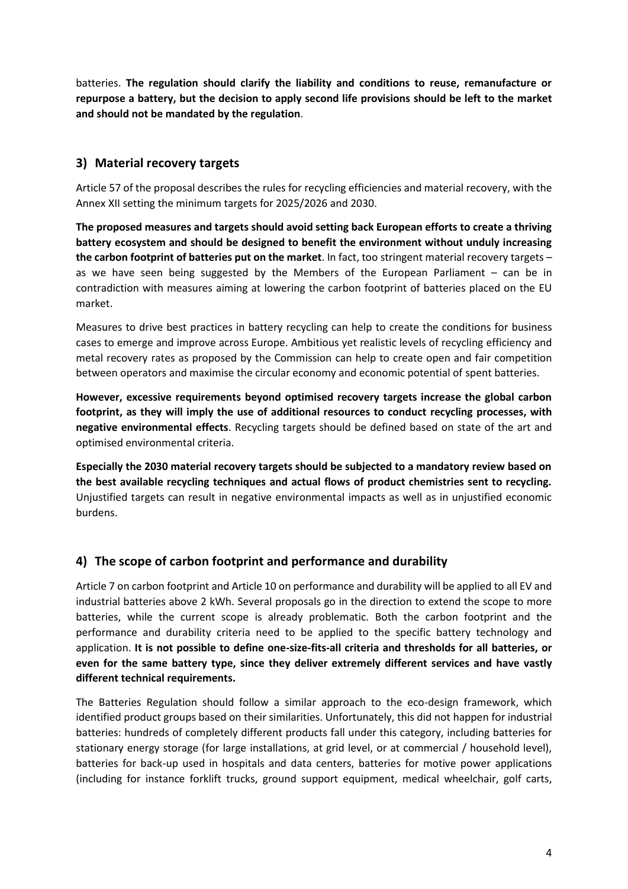batteries. **The regulation should clarify the liability and conditions to reuse, remanufacture or repurpose a battery, but the decision to apply second life provisions should be left to the market and should not be mandated by the regulation**.

## 3) Material recovery targets

Article 57 of the proposal describes the rules for recycling efficiencies and material recovery, with the Annex XII setting the minimum targets for 2025/2026 and 2030.

**The proposed measures and targets should avoid setting back European efforts to create a thriving battery ecosystem and should be designed to benefit the environment without unduly increasing the carbon footprint of batteries put on the market**. In fact, too stringent material recovery targets – as we have seen being suggested by the Members of the European Parliament – can be in contradiction with measures aiming at lowering the carbon footprint of batteries placed on the EU market.

Measures to drive best practices in battery recycling can help to create the conditions for business cases to emerge and improve across Europe. Ambitious yet realistic levels of recycling efficiency and metal recovery rates as proposed by the Commission can help to create open and fair competition between operators and maximise the circular economy and economic potential of spent batteries.

**However, excessive requirements beyond optimised recovery targets increase the global carbon footprint, as they will imply the use of additional resources to conduct recycling processes, with negative environmental effects**. Recycling targets should be defined based on state of the art and optimised environmental criteria.

**Especially the 2030 material recovery targets should be subjected to a mandatory review based on the best available recycling techniques and actual flows of product chemistries sent to recycling.** Unjustified targets can result in negative environmental impacts as well as in unjustified economic burdens.

## 4) The scope of carbon footprint and performance and durability

Article 7 on carbon footprint and Article 10 on performance and durability will be applied to all EV and industrial batteries above 2 kWh. Several proposals go in the direction to extend the scope to more batteries, while the current scope is already problematic. Both the carbon footprint and the performance and durability criteria need to be applied to the specific battery technology and application. **It is not possible to define one-size-fits-all criteria and thresholds for all batteries, or even for the same battery type, since they deliver extremely different services and have vastly different technical requirements.**

The Batteries Regulation should follow a similar approach to the eco-design framework, which identified product groups based on their similarities. Unfortunately, this did not happen for industrial batteries: hundreds of completely different products fall under this category, including batteries for stationary energy storage (for large installations, at grid level, or at commercial / household level), batteries for back-up used in hospitals and data centers, batteries for motive power applications (including for instance forklift trucks, ground support equipment, medical wheelchair, golf carts,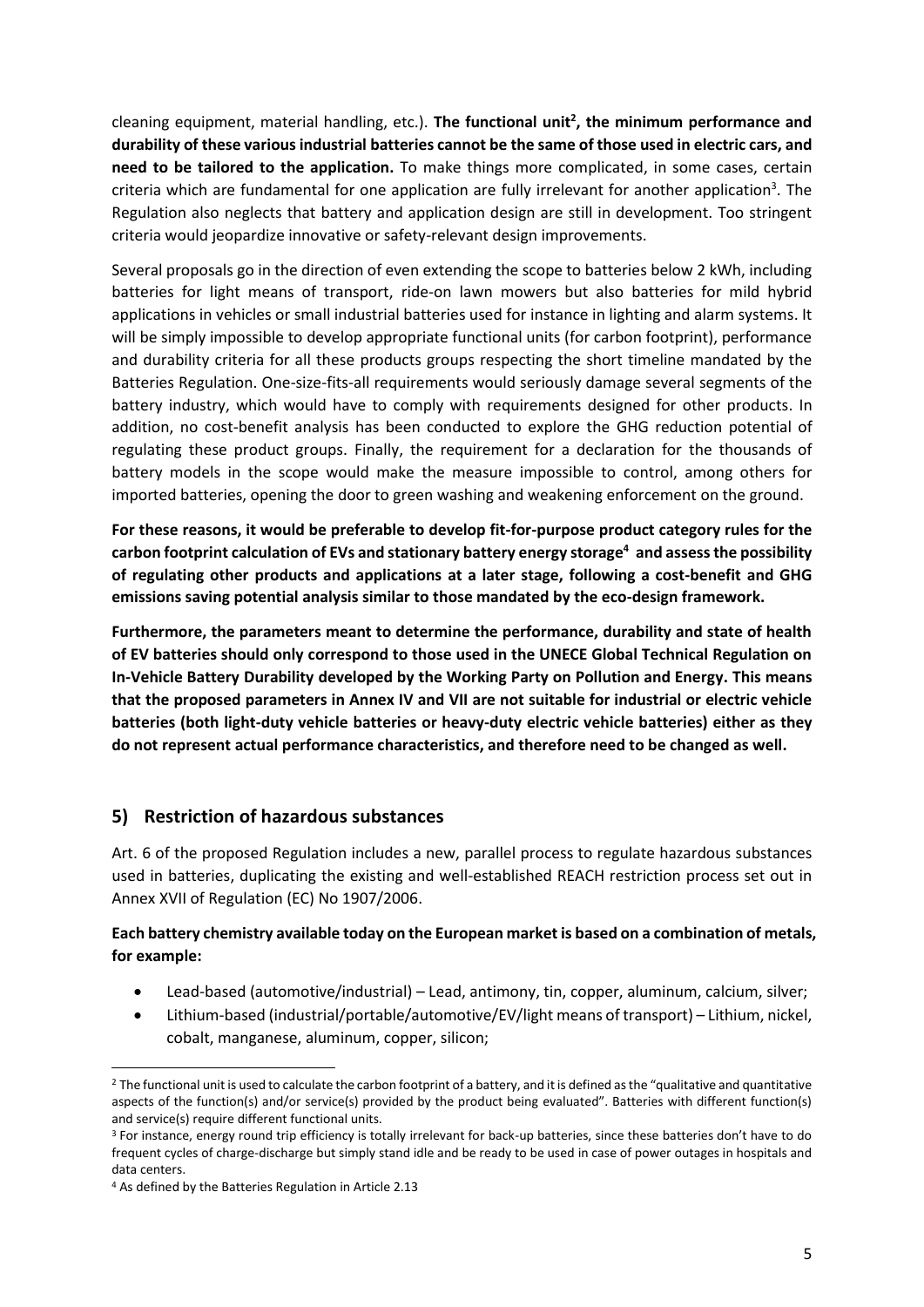cleaning equipment, material handling, etc.). **The functional unit[2], the minimum performance and durability of these various industrial batteries cannot be the same of those used in electric cars, and need to be tailored to the application.** To make things more complicated, in some cases, certain criteria which are fundamental for one application are fully irrelevant for another application[3]. The Regulation also neglects that battery and application design are still in development. Too stringent criteria would jeopardize innovative or safety-relevant design improvements.

Several proposals go in the direction of even extending the scope to batteries below 2 kWh, including batteries for light means of transport, ride-on lawn mowers but also batteries for mild hybrid applications in vehicles or small industrial batteries used for instance in lighting and alarm systems. It will be simply impossible to develop appropriate functional units (for carbon footprint), performance and durability criteria for all these products groups respecting the short timeline mandated by the Batteries Regulation. One-size-fits-all requirements would seriously damage several segments of the battery industry, which would have to comply with requirements designed for other products. In addition, no cost-benefit analysis has been conducted to explore the GHG reduction potential of regulating these product groups. Finally, the requirement for a declaration for the thousands of battery models in the scope would make the measure impossible to control, among others for imported batteries, opening the door to green washing and weakening enforcement on the ground.

**For these reasons, it would be preferable to develop fit-for-purpose product category rules for the carbon footprint calculation of EVs and stationary battery energy storage[4] and assess the possibility of regulating other products and applications at a later stage, following a cost-benefit and GHG emissions saving potential analysis similar to those mandated by the eco-design framework.**

**Furthermore, the parameters meant to determine the performance, durability and state of health of EV batteries should only correspond to those used in the UNECE Global Technical Regulation on In-Vehicle Battery Durability developed by the Working Party on Pollution and Energy. This means that the proposed parameters in Annex IV and VII are not suitable for industrial or electric vehicle batteries (both light-duty vehicle batteries or heavy-duty electric vehicle batteries) either as they do not represent actual performance characteristics, and therefore need to be changed as well.**

## 5) Restriction of hazardous substances

Art. 6 of the proposed Regulation includes a new, parallel process to regulate hazardous substances used in batteries, duplicating the existing and well-established REACH restriction process set out in Annex XVII of Regulation (EC) No 1907/2006.

**Each battery chemistry available today on the European market is based on a combination of metals, for example:**

- Lead-based (automotive/industrial) – Lead, antimony, tin, copper, aluminum, calcium, silver;
- Lithium-based (industrial/portable/automotive/EV/light means of transport) – Lithium, nickel, cobalt, manganese, aluminum, copper, silicon;

---

[2] The functional unit is used to calculate the carbon footprint of a battery, and it is defined as the "qualitative and quantitative aspects of the function(s) and/or service(s) provided by the product being evaluated". Batteries with different function(s) and service(s) require different functional units.

[3] For instance, energy round trip efficiency is totally irrelevant for back-up batteries, since these batteries don't have to do frequent cycles of charge-discharge but simply stand idle and be ready to be used in case of power outages in hospitals and data centers.

[4] As defined by the Batteries Regulation in Article 2.13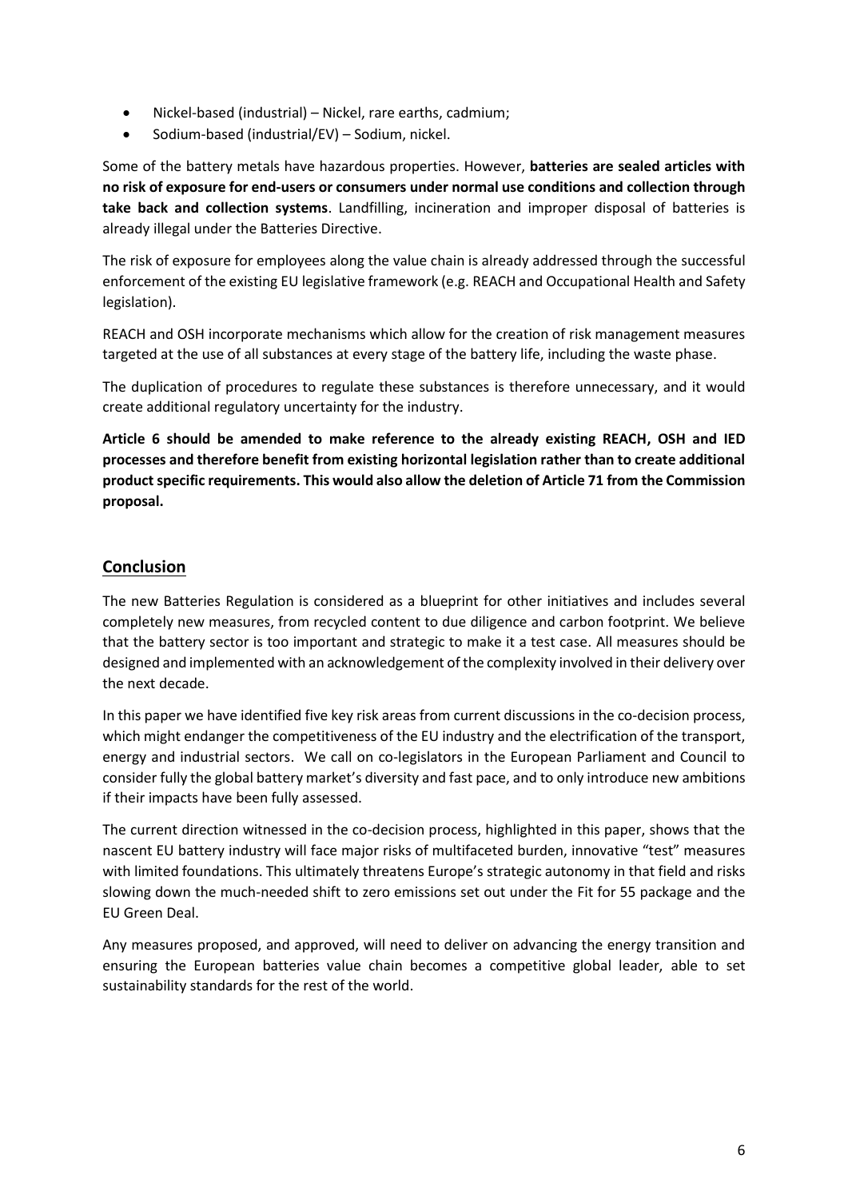- Nickel-based (industrial) – Nickel, rare earths, cadmium;
- Sodium-based (industrial/EV) – Sodium, nickel.

Some of the battery metals have hazardous properties. However, **batteries are sealed articles with no risk of exposure for end-users or consumers under normal use conditions and collection through take back and collection systems**. Landfilling, incineration and improper disposal of batteries is already illegal under the Batteries Directive.

The risk of exposure for employees along the value chain is already addressed through the successful enforcement of the existing EU legislative framework (e.g. REACH and Occupational Health and Safety legislation).

REACH and OSH incorporate mechanisms which allow for the creation of risk management measures targeted at the use of all substances at every stage of the battery life, including the waste phase.

The duplication of procedures to regulate these substances is therefore unnecessary, and it would create additional regulatory uncertainty for the industry.

**Article 6 should be amended to make reference to the already existing REACH, OSH and IED processes and therefore benefit from existing horizontal legislation rather than to create additional product specific requirements. This would also allow the deletion of Article 71 from the Commission proposal.**

## Conclusion

The new Batteries Regulation is considered as a blueprint for other initiatives and includes several completely new measures, from recycled content to due diligence and carbon footprint. We believe that the battery sector is too important and strategic to make it a test case. All measures should be designed and implemented with an acknowledgement of the complexity involved in their delivery over the next decade.

In this paper we have identified five key risk areas from current discussions in the co-decision process, which might endanger the competitiveness of the EU industry and the electrification of the transport, energy and industrial sectors. We call on co-legislators in the European Parliament and Council to consider fully the global battery market's diversity and fast pace, and to only introduce new ambitions if their impacts have been fully assessed.

The current direction witnessed in the co-decision process, highlighted in this paper, shows that the nascent EU battery industry will face major risks of multifaceted burden, innovative "test" measures with limited foundations. This ultimately threatens Europe's strategic autonomy in that field and risks slowing down the much-needed shift to zero emissions set out under the Fit for 55 package and the EU Green Deal.

Any measures proposed, and approved, will need to deliver on advancing the energy transition and ensuring the European batteries value chain becomes a competitive global leader, able to set sustainability standards for the rest of the world.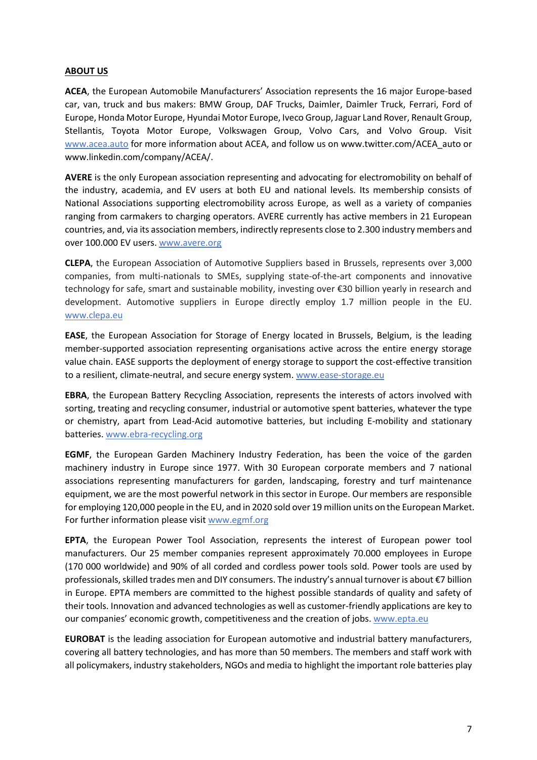**ABOUT US**

**ACEA**, the European Automobile Manufacturers' Association represents the 16 major Europe-based car, van, truck and bus makers: BMW Group, DAF Trucks, Daimler, Daimler Truck, Ferrari, Ford of Europe, Honda Motor Europe, Hyundai Motor Europe, Iveco Group, Jaguar Land Rover, Renault Group, Stellantis, Toyota Motor Europe, Volkswagen Group, Volvo Cars, and Volvo Group. Visit [www.acea.auto](http://www.acea.auto) for more information about ACEA, and follow us on www.twitter.com/ACEA_auto or www.linkedin.com/company/ACEA/.

**AVERE** is the only European association representing and advocating for electromobility on behalf of the industry, academia, and EV users at both EU and national levels. Its membership consists of National Associations supporting electromobility across Europe, as well as a variety of companies ranging from carmakers to charging operators. AVERE currently has active members in 21 European countries, and, via its association members, indirectly represents close to 2.300 industry members and over 100.000 EV users. [www.avere.org](http://www.avere.org)

**CLEPA**, the European Association of Automotive Suppliers based in Brussels, represents over 3,000 companies, from multi-nationals to SMEs, supplying state-of-the-art components and innovative technology for safe, smart and sustainable mobility, investing over €30 billion yearly in research and development. Automotive suppliers in Europe directly employ 1.7 million people in the EU. [www.clepa.eu](http://www.clepa.eu)

**EASE**, the European Association for Storage of Energy located in Brussels, Belgium, is the leading member-supported association representing organisations active across the entire energy storage value chain. EASE supports the deployment of energy storage to support the cost-effective transition to a resilient, climate-neutral, and secure energy system. [www.ease-storage.eu](http://www.ease-storage.eu)

**EBRA**, the European Battery Recycling Association, represents the interests of actors involved with sorting, treating and recycling consumer, industrial or automotive spent batteries, whatever the type or chemistry, apart from Lead-Acid automotive batteries, but including E-mobility and stationary batteries. [www.ebra-recycling.org](http://www.ebra-recycling.org)

**EGMF**, the European Garden Machinery Industry Federation, has been the voice of the garden machinery industry in Europe since 1977. With 30 European corporate members and 7 national associations representing manufacturers for garden, landscaping, forestry and turf maintenance equipment, we are the most powerful network in this sector in Europe. Our members are responsible for employing 120,000 people in the EU, and in 2020 sold over 19 million units on the European Market. For further information please visit [www.egmf.org](http://www.egmf.org)

**EPTA**, the European Power Tool Association, represents the interest of European power tool manufacturers. Our 25 member companies represent approximately 70.000 employees in Europe (170 000 worldwide) and 90% of all corded and cordless power tools sold. Power tools are used by professionals, skilled trades men and DIY consumers. The industry's annual turnover is about €7 billion in Europe. EPTA members are committed to the highest possible standards of quality and safety of their tools. Innovation and advanced technologies as well as customer-friendly applications are key to our companies' economic growth, competitiveness and the creation of jobs. [www.epta.eu](http://www.epta.eu)

**EUROBAT** is the leading association for European automotive and industrial battery manufacturers, covering all battery technologies, and has more than 50 members. The members and staff work with all policymakers, industry stakeholders, NGOs and media to highlight the important role batteries play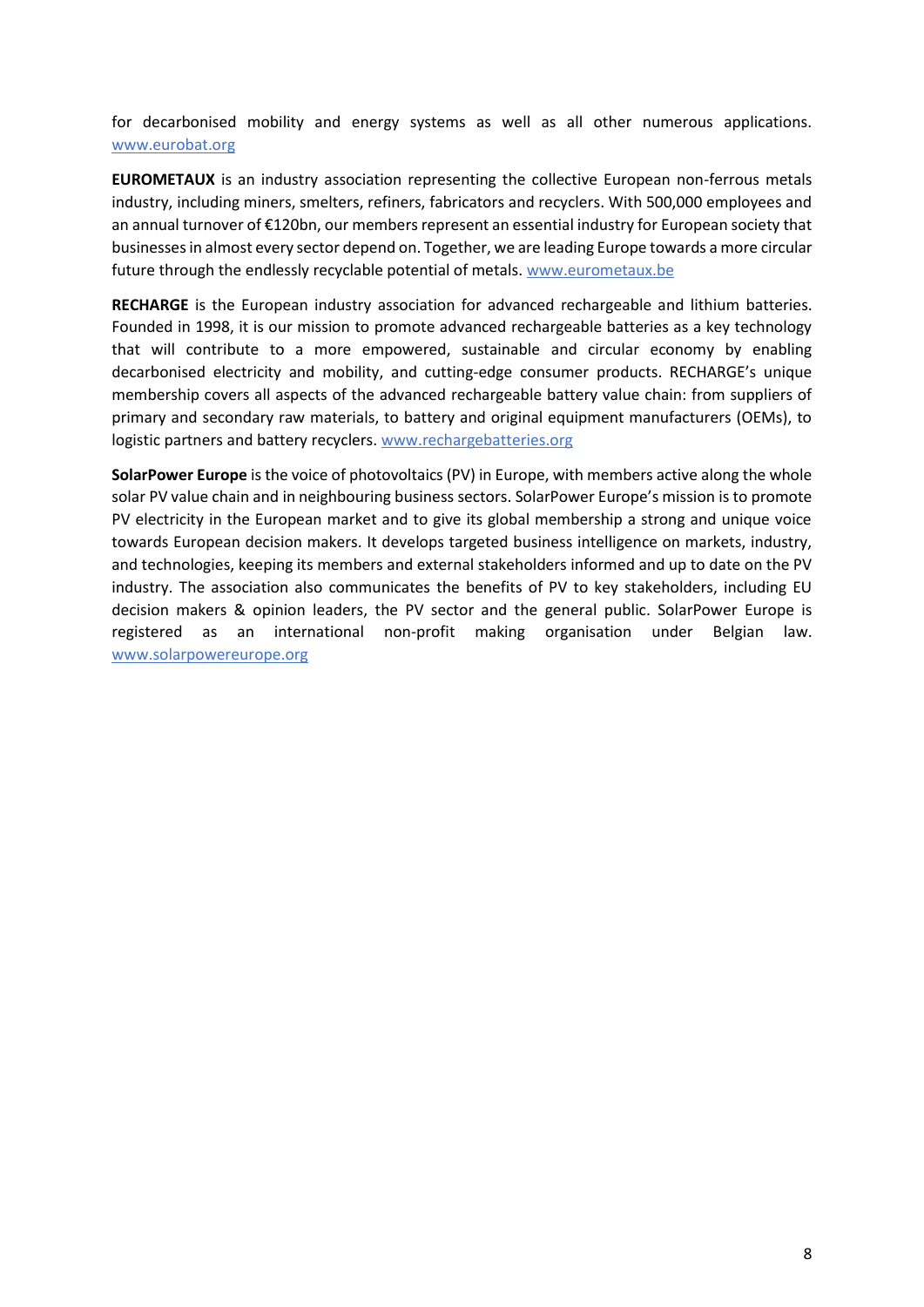for decarbonised mobility and energy systems as well as all other numerous applications. www.eurobat.org

**EUROMETAUX** is an industry association representing the collective European non-ferrous metals industry, including miners, smelters, refiners, fabricators and recyclers. With 500,000 employees and an annual turnover of €120bn, our members represent an essential industry for European society that businesses in almost every sector depend on. Together, we are leading Europe towards a more circular future through the endlessly recyclable potential of metals. www.eurometaux.be

**RECHARGE** is the European industry association for advanced rechargeable and lithium batteries. Founded in 1998, it is our mission to promote advanced rechargeable batteries as a key technology that will contribute to a more empowered, sustainable and circular economy by enabling decarbonised electricity and mobility, and cutting-edge consumer products. RECHARGE's unique membership covers all aspects of the advanced rechargeable battery value chain: from suppliers of primary and secondary raw materials, to battery and original equipment manufacturers (OEMs), to logistic partners and battery recyclers. www.rechargebatteries.org

**SolarPower Europe** is the voice of photovoltaics (PV) in Europe, with members active along the whole solar PV value chain and in neighbouring business sectors. SolarPower Europe's mission is to promote PV electricity in the European market and to give its global membership a strong and unique voice towards European decision makers. It develops targeted business intelligence on markets, industry, and technologies, keeping its members and external stakeholders informed and up to date on the PV industry. The association also communicates the benefits of PV to key stakeholders, including EU decision makers & opinion leaders, the PV sector and the general public. SolarPower Europe is registered as an international non-profit making organisation under Belgian law. www.solarpowereurope.org